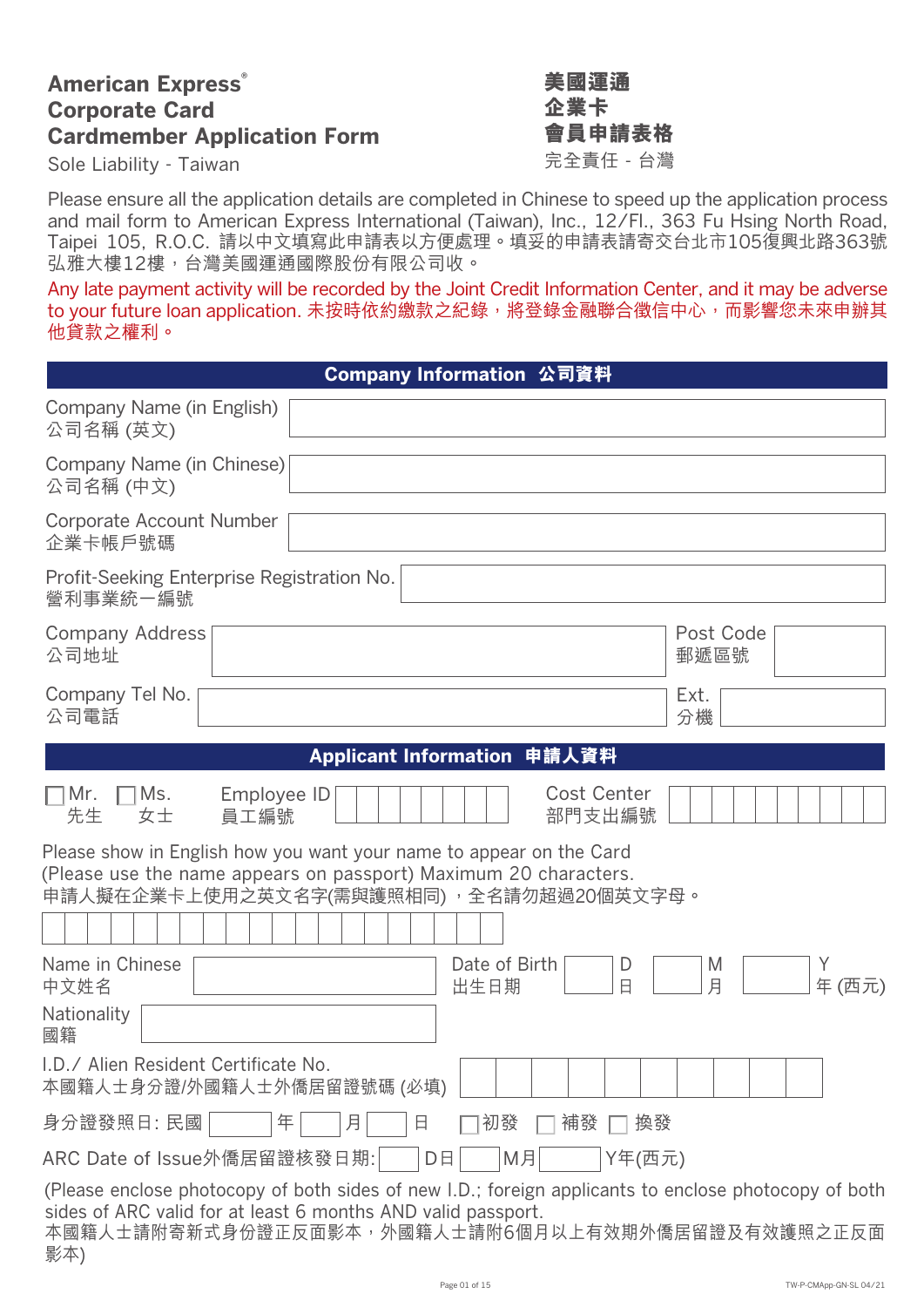# American Express® Corporate Card Cardmember Application Form

Sole Liability - Taiwan

# 美國運通 企業卡 會員申請表格

完全責任 - 台灣

Please ensure all the application details are completed in Chinese to speed up the application process and mail form to American Express International (Taiwan), Inc., 12/Fl., 363 Fu Hsing North Road, Taipei 105, R.O.C. 請以中文填寫此申請表以方便處理。填妥的申請表請寄交台北市105復興北路363號弘雅大樓12樓，台灣美國運通國際股份有限公司收。

Any late payment activity will be recorded by the Joint Credit Information Center, and it may be adverse to your future loan application. 未按時依約繳款之紀錄，將登錄金融聯合徵信中心，而影響您未來申辦其他貸款之權利。

## Company Information 公司資料

| | |
|---|---|
| Company Name (in English) 公司名稱 (英文) | |
| Company Name (in Chinese) 公司名稱 (中文) | |
| Corporate Account Number 企業卡帳戶號碼 | |
| Profit-Seeking Enterprise Registration No. 營利事業統一編號 | |
| Company Address 公司地址 | Post Code 郵遞區號 |
| Company Tel No. 公司電話 | Ext. 分機 |

## Applicant Information 申請人資料

☐ Mr. 先生 ☐ Ms. 女士 Employee ID 員工編號 ____ Cost Center 部門支出編號 ____

Please show in English how you want your name to appear on the Card (Please use the name appears on passport) Maximum 20 characters.
申請人擬在企業卡上使用之英文名字(需與護照相同)，全名請勿超過20個英文字母。

Name in Chinese 中文姓名 ____ Date of Birth 出生日期 ____ D 日 ____ M 月 ____ Y 年 (西元)

Nationality 國籍 ____

I.D./ Alien Resident Certificate No. 本國籍人士身分證/外國籍人士外僑居留證號碼 (必填) ____

身分證發照日: 民國 ____ 年 ____ 月 ____ 日 ☐初發 ☐補發 ☐換發

ARC Date of Issue外僑居留證核發日期: ____ D日 ____ M月 ____ Y年(西元)

(Please enclose photocopy of both sides of new I.D.; foreign applicants to enclose photocopy of both sides of ARC valid for at least 6 months AND valid passport.
本國籍人士請附寄新式身份證正反面影本，外國籍人士請附6個月以上有效期外僑居留證及有效護照之正反面影本)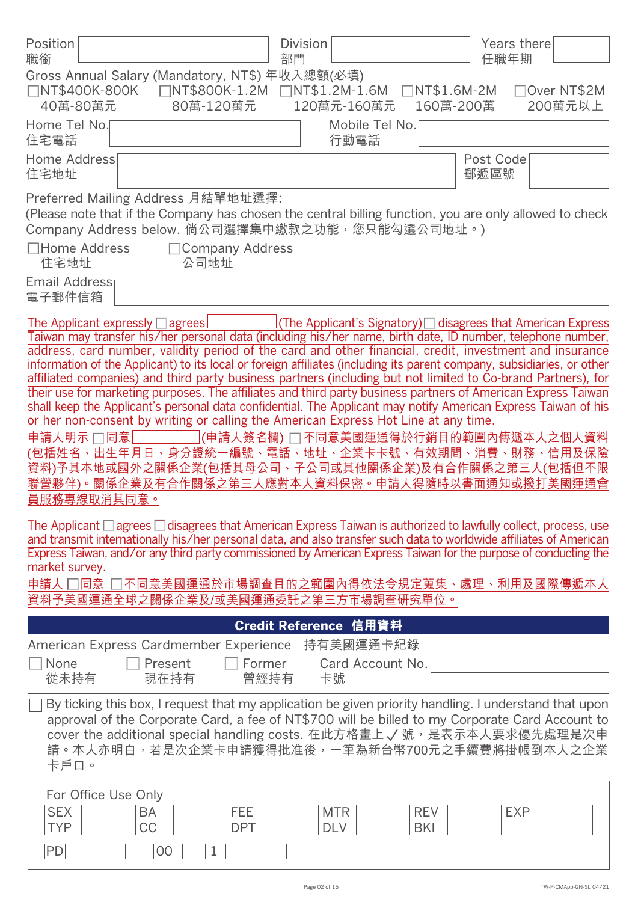Position 職銜 ______ Division 部門 ______ Years there 任職年期 ______

Gross Annual Salary (Mandatory, NT$) 年收入總額(必填)

☐NT$400K-800K 40萬-80萬元 ☐NT$800K-1.2M 80萬-120萬元 ☐NT$1.2M-1.6M 120萬元-160萬元 ☐NT$1.6M-2M 160萬-200萬 ☐Over NT$2M 200萬元以上

Home Tel No. 住宅電話 ______ Mobile Tel No. 行動電話 ______

Home Address 住宅地址 ______ Post Code 郵遞區號 ______

Preferred Mailing Address 月結單地址選擇:
(Please note that if the Company has chosen the central billing function, you are only allowed to check Company Address below. 倘公司選擇集中繳款之功能，您只能勾選公司地址。)

☐Home Address 住宅地址 ☐Company Address 公司地址

Email Address 電子郵件信箱 ______

The Applicant expressly ☐agrees ______ (The Applicant's Signatory) ☐ disagrees that American Express Taiwan may transfer his/her personal data (including his/her name, birth date, ID number, telephone number, address, card number, validity period of the card and other financial, credit, investment and insurance information of the Applicant) to its local or foreign affiliates (including its parent company, subsidiaries, or other affiliated companies) and third party business partners (including but not limited to Co-brand Partners), for their use for marketing purposes. The affiliates and third party business partners of American Express Taiwan shall keep the Applicant's personal data confidential. The Applicant may notify American Express Taiwan of his or her non-consent by writing or calling the American Express Hot Line at any time.

申請人明示 ☐同意 ______ (申請人簽名欄) ☐ 不同意美國運通得於行銷目的範圍內傳遞本人之個人資料(包括姓名、出生年月日、身分證統一編號、電話、地址、企業卡卡號、有效期間、消費、財務、信用及保險資料)予其本地或國外之關係企業(包括其母公司、子公司或其他關係企業)及有合作關係之第三人(包括但不限聯營夥伴)。關係企業及有合作關係之第三人應對本人資料保密。申請人得隨時以書面通知或撥打美國運通會員服務專線取消其同意。

The Applicant ☐agrees ☐disagrees that American Express Taiwan is authorized to lawfully collect, process, use and transmit internationally his/her personal data, and also transfer such data to worldwide affiliates of American Express Taiwan, and/or any third party commissioned by American Express Taiwan for the purpose of conducting the market survey.

申請人 ☐同意 ☐不同意美國運通於市場調查目的之範圍內得依法令規定蒐集、處理、利用及國際傳遞本人資料予美國運通全球之關係企業及/或美國運通委託之第三方市場調查研究單位。

## Credit Reference 信用資料

American Express Cardmember Experience 持有美國運通卡紀錄

☐ None 從未持有 ☐ Present 現在持有 ☐ Former 曾經持有 Card Account No. 卡號 ______

☐ By ticking this box, I request that my application be given priority handling. I understand that upon approval of the Corporate Card, a fee of NT$700 will be billed to my Corporate Card Account to cover the additional special handling costs. 在此方格畫上 ✓ 號，是表示本人要求優先處理是次申請。本人亦明白，若是次企業卡申請獲得批准後，一筆為新台幣700元之手續費將掛帳到本人之企業卡戶口。

For Office Use Only

| SEX | | BA | | FEE | | MTR | | REV | | EXP | |
|---|---|---|---|---|---|---|---|---|---|---|---|
| TYP | | CC | | DPT | | DLV | | BKI | | | |

| PD | | | | 00 | | 1 | | |
|---|---|---|---|---|---|---|---|---|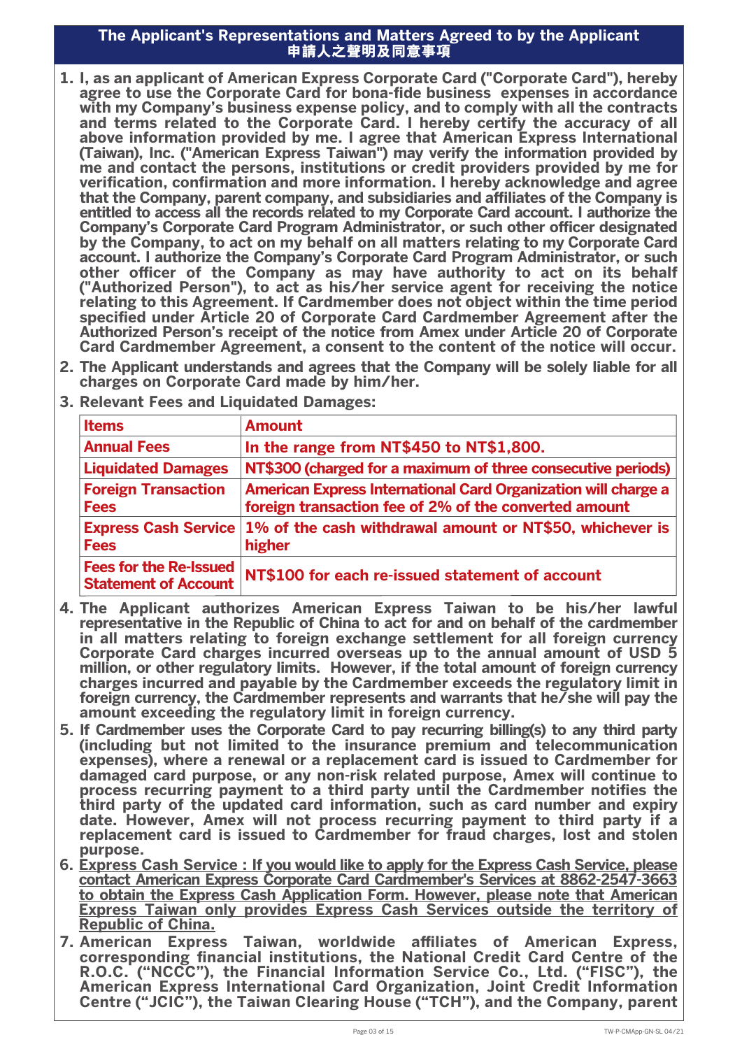## The Applicant's Representations and Matters Agreed to by the Applicant
## 申請人之聲明及同意事項

1. I, as an applicant of American Express Corporate Card ("Corporate Card"), hereby agree to use the Corporate Card for bona-fide business expenses in accordance with my Company's business expense policy, and to comply with all the contracts and terms related to the Corporate Card. I hereby certify the accuracy of all above information provided by me. I agree that American Express International (Taiwan), Inc. ("American Express Taiwan") may verify the information provided by me and contact the persons, institutions or credit providers provided by me for verification, confirmation and more information. I hereby acknowledge and agree that the Company, parent company, and subsidiaries and affiliates of the Company is entitled to access all the records related to my Corporate Card account. I authorize the Company's Corporate Card Program Administrator, or such other officer designated by the Company, to act on my behalf on all matters relating to my Corporate Card account. I authorize the Company's Corporate Card Program Administrator, or such other officer of the Company as may have authority to act on its behalf ("Authorized Person"), to act as his/her service agent for receiving the notice relating to this Agreement. If Cardmember does not object within the time period specified under Article 20 of Corporate Card Cardmember Agreement after the Authorized Person's receipt of the notice from Amex under Article 20 of Corporate Card Cardmember Agreement, a consent to the content of the notice will occur.
2. The Applicant understands and agrees that the Company will be solely liable for all charges on Corporate Card made by him/her.
3. Relevant Fees and Liquidated Damages:

| Items | Amount |
|---|---|
| Annual Fees | In the range from NT$450 to NT$1,800. |
| Liquidated Damages | NT$300 (charged for a maximum of three consecutive periods) |
| Foreign Transaction Fees | American Express International Card Organization will charge a foreign transaction fee of 2% of the converted amount |
| Express Cash Service Fees | 1% of the cash withdrawal amount or NT$50, whichever is higher |
| Fees for the Re-Issued Statement of Account | NT$100 for each re-issued statement of account |

4. The Applicant authorizes American Express Taiwan to be his/her lawful representative in the Republic of China to act for and on behalf of the cardmember in all matters relating to foreign exchange settlement for all foreign currency Corporate Card charges incurred overseas up to the annual amount of USD 5 million, or other regulatory limits. However, if the total amount of foreign currency charges incurred and payable by the Cardmember exceeds the regulatory limit in foreign currency, the Cardmember represents and warrants that he/she will pay the amount exceeding the regulatory limit in foreign currency.
5. If Cardmember uses the Corporate Card to pay recurring billing(s) to any third party (including but not limited to the insurance premium and telecommunication expenses), where a renewal or a replacement card is issued to Cardmember for damaged card purpose, or any non-risk related purpose, Amex will continue to process recurring payment to a third party until the Cardmember notifies the third party of the updated card information, such as card number and expiry date. However, Amex will not process recurring payment to third party if a replacement card is issued to Cardmember for fraud charges, lost and stolen purpose.
6. Express Cash Service : If you would like to apply for the Express Cash Service, please contact American Express Corporate Card Cardmember's Services at 8862-2547-3663 to obtain the Express Cash Application Form. However, please note that American Express Taiwan only provides Express Cash Services outside the territory of Republic of China.
7. American Express Taiwan, worldwide affiliates of American Express, corresponding financial institutions, the National Credit Card Centre of the R.O.C. ("NCCC"), the Financial Information Service Co., Ltd. ("FISC"), the American Express International Card Organization, Joint Credit Information Centre ("JCIC"), the Taiwan Clearing House ("TCH"), and the Company, parent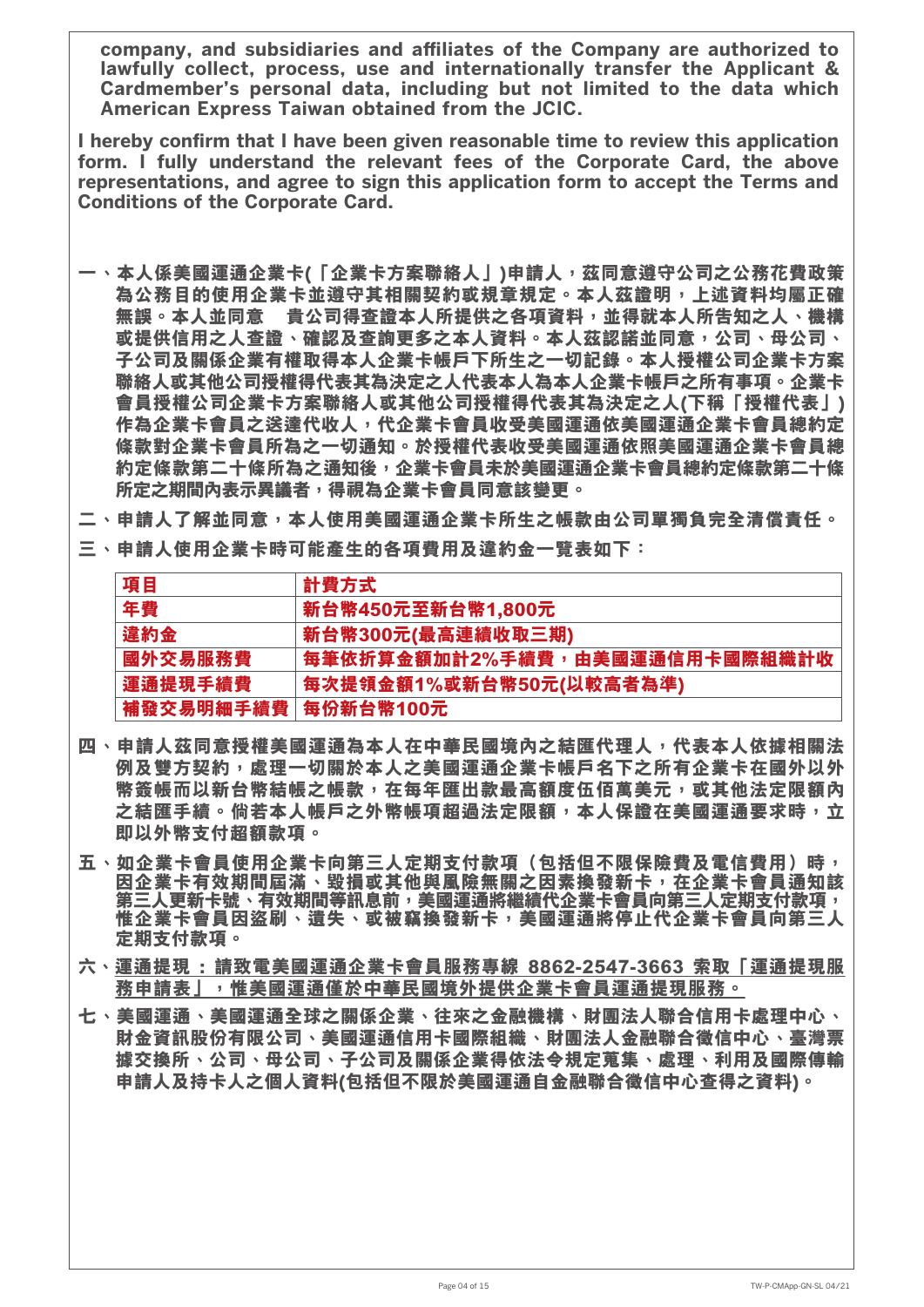**company, and subsidiaries and affiliates of the Company are authorized to lawfully collect, process, use and internationally transfer the Applicant & Cardmember's personal data, including but not limited to the data which American Express Taiwan obtained from the JCIC.**

**I hereby confirm that I have been given reasonable time to review this application form. I fully understand the relevant fees of the Corporate Card, the above representations, and agree to sign this application form to accept the Terms and Conditions of the Corporate Card.**

**一、本人係美國運通企業卡(「企業卡方案聯絡人」)申請人，茲同意遵守公司之公務花費政策為公務目的使用企業卡並遵守其相關契約或規章規定。本人茲證明，上述資料均屬正確無誤。本人並同意　貴公司得查證本人所提供之各項資料，並得就本人所告知之人、機構或提供信用之人查證、確認及查詢更多之本人資料。本人茲認諾並同意，公司、母公司、子公司及關係企業有權取得本人企業卡帳戶下所生之一切記錄。本人授權公司企業卡方案聯絡人或其他公司授權得代表其為決定之人代表本人為本人企業卡帳戶之所有事項。企業卡會員授權公司企業卡方案聯絡人或其他公司授權得代表其為決定之人(下稱「授權代表」)作為企業卡會員之送達代收人，代企業卡會員收受美國運通依美國運通企業卡會員總約定條款對企業卡會員所為之一切通知。於授權代表收受美國運通依照美國運通企業卡會員總約定條款第二十條所為之通知後，企業卡會員未於美國運通企業卡會員總約定條款第二十條所定之期間內表示異議者，得視為企業卡會員同意該變更。**

**二、申請人了解並同意，本人使用美國運通企業卡所生之帳款由公司單獨負完全清償責任。**

**三、申請人使用企業卡時可能產生的各項費用及違約金一覽表如下：**

| 項目 | 計費方式 |
|---|---|
| 年費 | 新台幣450元至新台幣1,800元 |
| 違約金 | 新台幣300元(最高連續收取三期) |
| 國外交易服務費 | 每筆依折算金額加計2%手續費，由美國運通信用卡國際組織計收 |
| 運通提現手續費 | 每次提領金額1%或新台幣50元(以較高者為準) |
| 補發交易明細手續費 | 每份新台幣100元 |

**四、申請人茲同意授權美國運通為本人在中華民國境內之結匯代理人，代表本人依據相關法例及雙方契約，處理一切關於本人之美國運通企業卡帳戶名下之所有企業卡在國外以外幣簽帳而以新台幣結帳之帳款，在每年匯出款最高額度伍佰萬美元，或其他法定限額內之結匯手續。倘若本人帳戶之外幣帳項超過法定限額，本人保證在美國運通要求時，立即以外幣支付超額款項。**

**五、如企業卡會員使用企業卡向第三人定期支付款項（包括但不限保險費及電信費用）時，因企業卡有效期間屆滿、毀損或其他與風險無關之因素換發新卡，在企業卡會員通知該第三人更新卡號、有效期間等訊息前，美國運通將繼續代企業卡會員向第三人定期支付款項，惟企業卡會員因盜刷、遺失、或被竊換發新卡，美國運通將停止代企業卡會員向第三人定期支付款項。**

**六、<u>運通提現：請致電美國運通企業卡會員服務專線 8862-2547-3663 索取「運通提現服務申請表」，惟美國運通僅於中華民國境外提供企業卡會員運通提現服務。</u>**

**七、美國運通、美國運通全球之關係企業、往來之金融機構、財團法人聯合信用卡處理中心、財金資訊股份有限公司、美國運通信用卡國際組織、財團法人金融聯合徵信中心、臺灣票據交換所、公司、母公司、子公司及關係企業得依法令規定蒐集、處理、利用及國際傳輸申請人及持卡人之個人資料(包括但不限於美國運通自金融聯合徵信中心查得之資料)。**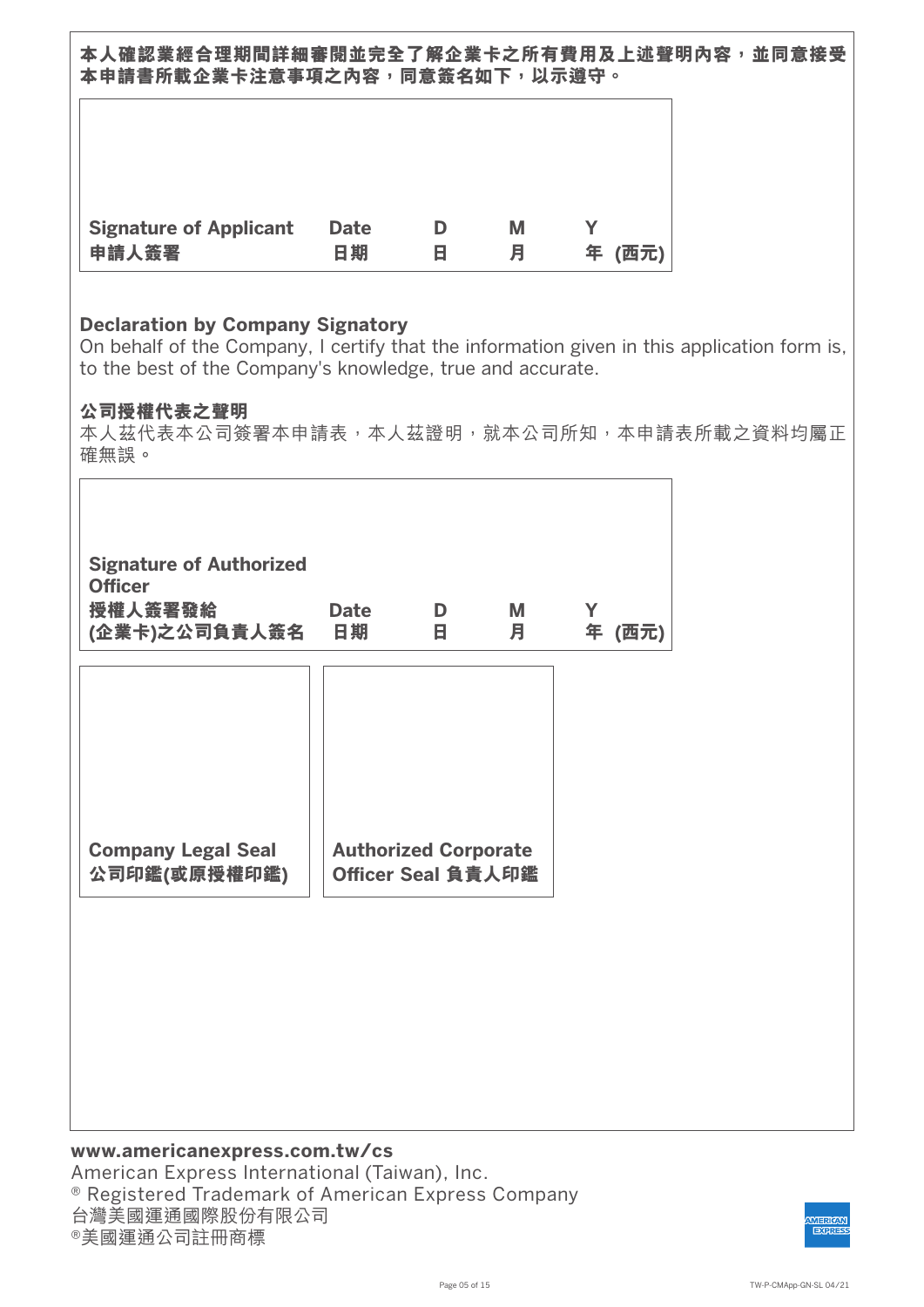**本人確認業經合理期間詳細審閱並完全了解企業卡之所有費用及上述聲明內容，並同意接受本申請書所載企業卡注意事項之內容，同意簽名如下，以示遵守。**

| **Signature of Applicant 申請人簽署** | **Date 日期** | **D 日** | **M 月** | **Y 年 (西元)** |
|---|---|---|---|---|

**Declaration by Company Signatory**

On behalf of the Company, I certify that the information given in this application form is, to the best of the Company's knowledge, true and accurate.

**公司授權代表之聲明**

本人茲代表本公司簽署本申請表，本人茲證明，就本公司所知，本申請表所載之資料均屬正確無誤。

| **Signature of Authorized Officer 授權人簽署發給(企業卡)之公司負責人簽名** | **Date 日期** | **D 日** | **M 月** | **Y 年 (西元)** |
|---|---|---|---|---|

| **Company Legal Seal 公司印鑑(或原授權印鑑)** | **Authorized Corporate Officer Seal 負責人印鑑** |
|---|---|

**www.americanexpress.com.tw/cs**

American Express International (Taiwan), Inc.

® Registered Trademark of American Express Company

台灣美國運通國際股份有限公司

®美國運通公司註冊商標

TW-P-CMApp-GN-SL 04/21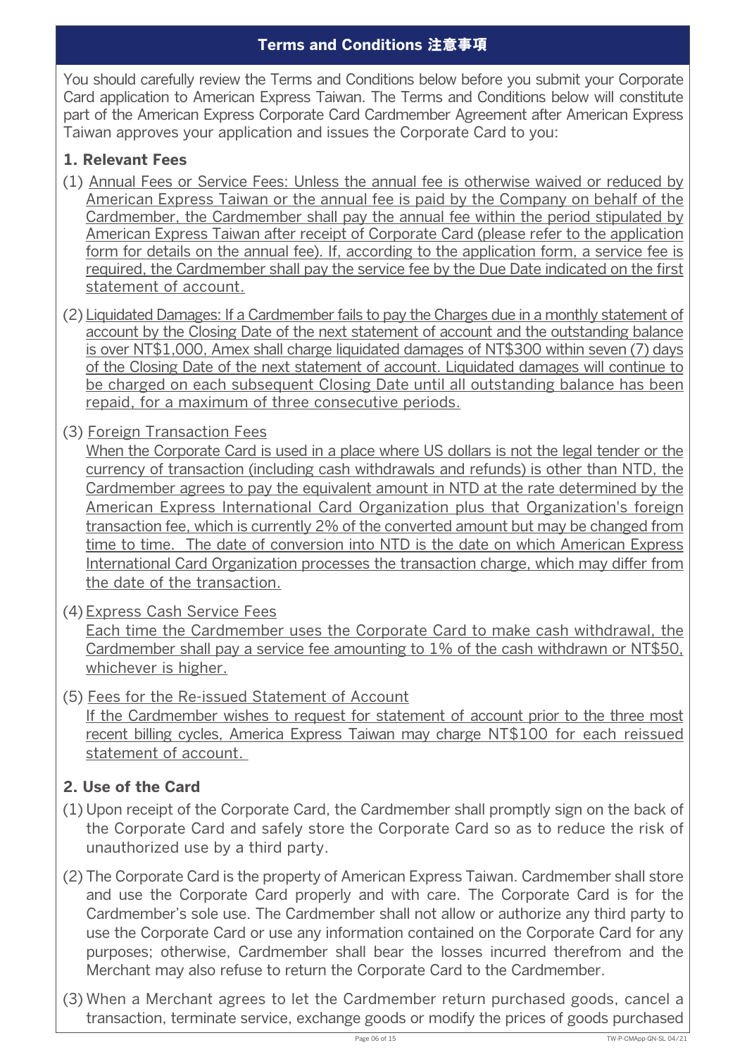## Terms and Conditions 注意事項

You should carefully review the Terms and Conditions below before you submit your Corporate Card application to American Express Taiwan. The Terms and Conditions below will constitute part of the American Express Corporate Card Cardmember Agreement after American Express Taiwan approves your application and issues the Corporate Card to you:

### 1. Relevant Fees

(1) Annual Fees or Service Fees: Unless the annual fee is otherwise waived or reduced by American Express Taiwan or the annual fee is paid by the Company on behalf of the Cardmember, the Cardmember shall pay the annual fee within the period stipulated by American Express Taiwan after receipt of Corporate Card (please refer to the application form for details on the annual fee). If, according to the application form, a service fee is required, the Cardmember shall pay the service fee by the Due Date indicated on the first statement of account.

(2) Liquidated Damages: If a Cardmember fails to pay the Charges due in a monthly statement of account by the Closing Date of the next statement of account and the outstanding balance is over NT$1,000, Amex shall charge liquidated damages of NT$300 within seven (7) days of the Closing Date of the next statement of account. Liquidated damages will continue to be charged on each subsequent Closing Date until all outstanding balance has been repaid, for a maximum of three consecutive periods.

(3) Foreign Transaction Fees
When the Corporate Card is used in a place where US dollars is not the legal tender or the currency of transaction (including cash withdrawals and refunds) is other than NTD, the Cardmember agrees to pay the equivalent amount in NTD at the rate determined by the American Express International Card Organization plus that Organization's foreign transaction fee, which is currently 2% of the converted amount but may be changed from time to time. The date of conversion into NTD is the date on which American Express International Card Organization processes the transaction charge, which may differ from the date of the transaction.

(4) Express Cash Service Fees
Each time the Cardmember uses the Corporate Card to make cash withdrawal, the Cardmember shall pay a service fee amounting to 1% of the cash withdrawn or NT$50, whichever is higher.

(5) Fees for the Re-issued Statement of Account
If the Cardmember wishes to request for statement of account prior to the three most recent billing cycles, America Express Taiwan may charge NT$100 for each reissued statement of account.

### 2. Use of the Card

(1) Upon receipt of the Corporate Card, the Cardmember shall promptly sign on the back of the Corporate Card and safely store the Corporate Card so as to reduce the risk of unauthorized use by a third party.

(2) The Corporate Card is the property of American Express Taiwan. Cardmember shall store and use the Corporate Card properly and with care. The Corporate Card is for the Cardmember's sole use. The Cardmember shall not allow or authorize any third party to use the Corporate Card or use any information contained on the Corporate Card for any purposes; otherwise, Cardmember shall bear the losses incurred therefrom and the Merchant may also refuse to return the Corporate Card to the Cardmember.

(3) When a Merchant agrees to let the Cardmember return purchased goods, cancel a transaction, terminate service, exchange goods or modify the prices of goods purchased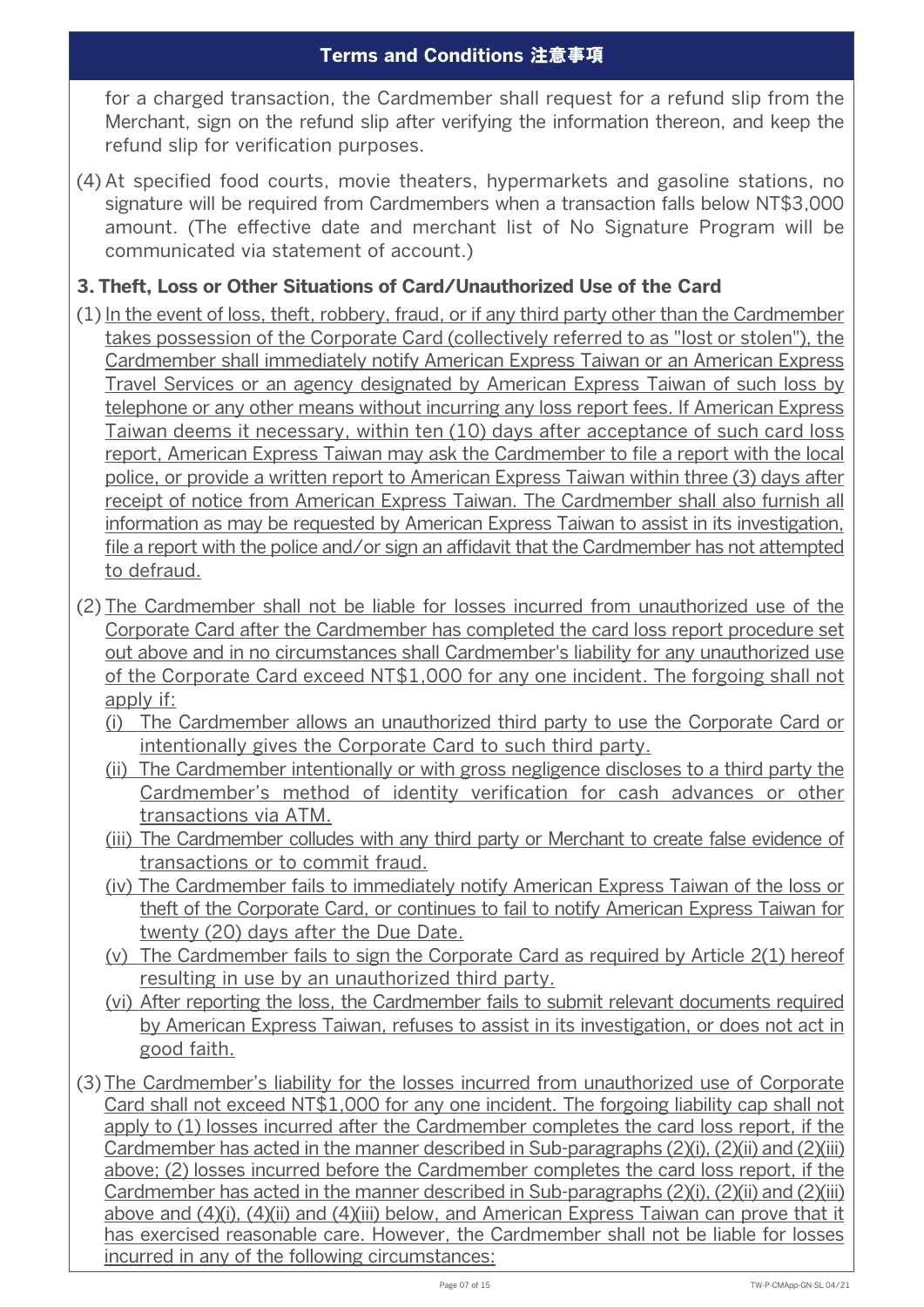for a charged transaction, the Cardmember shall request for a refund slip from the Merchant, sign on the refund slip after verifying the information thereon, and keep the refund slip for verification purposes.

(4) At specified food courts, movie theaters, hypermarkets and gasoline stations, no signature will be required from Cardmembers when a transaction falls below NT$3,000 amount. (The effective date and merchant list of No Signature Program will be communicated via statement of account.)

### 3. Theft, Loss or Other Situations of Card/Unauthorized Use of the Card

(1) In the event of loss, theft, robbery, fraud, or if any third party other than the Cardmember takes possession of the Corporate Card (collectively referred to as "lost or stolen"), the Cardmember shall immediately notify American Express Taiwan or an American Express Travel Services or an agency designated by American Express Taiwan of such loss by telephone or any other means without incurring any loss report fees. If American Express Taiwan deems it necessary, within ten (10) days after acceptance of such card loss report, American Express Taiwan may ask the Cardmember to file a report with the local police, or provide a written report to American Express Taiwan within three (3) days after receipt of notice from American Express Taiwan. The Cardmember shall also furnish all information as may be requested by American Express Taiwan to assist in its investigation, file a report with the police and/or sign an affidavit that the Cardmember has not attempted to defraud.

(2) The Cardmember shall not be liable for losses incurred from unauthorized use of the Corporate Card after the Cardmember has completed the card loss report procedure set out above and in no circumstances shall Cardmember's liability for any unauthorized use of the Corporate Card exceed NT$1,000 for any one incident. The forgoing shall not apply if:

(i) The Cardmember allows an unauthorized third party to use the Corporate Card or intentionally gives the Corporate Card to such third party.

(ii) The Cardmember intentionally or with gross negligence discloses to a third party the Cardmember's method of identity verification for cash advances or other transactions via ATM.

(iii) The Cardmember colludes with any third party or Merchant to create false evidence of transactions or to commit fraud.

(iv) The Cardmember fails to immediately notify American Express Taiwan of the loss or theft of the Corporate Card, or continues to fail to notify American Express Taiwan for twenty (20) days after the Due Date.

(v) The Cardmember fails to sign the Corporate Card as required by Article 2(1) hereof resulting in use by an unauthorized third party.

(vi) After reporting the loss, the Cardmember fails to submit relevant documents required by American Express Taiwan, refuses to assist in its investigation, or does not act in good faith.

(3) The Cardmember's liability for the losses incurred from unauthorized use of Corporate Card shall not exceed NT$1,000 for any one incident. The forgoing liability cap shall not apply to (1) losses incurred after the Cardmember completes the card loss report, if the Cardmember has acted in the manner described in Sub-paragraphs (2)(i), (2)(ii) and (2)(iii) above; (2) losses incurred before the Cardmember completes the card loss report, if the Cardmember has acted in the manner described in Sub-paragraphs (2)(i), (2)(ii) and (2)(iii) above and (4)(i), (4)(ii) and (4)(iii) below, and American Express Taiwan can prove that it has exercised reasonable care. However, the Cardmember shall not be liable for losses incurred in any of the following circumstances: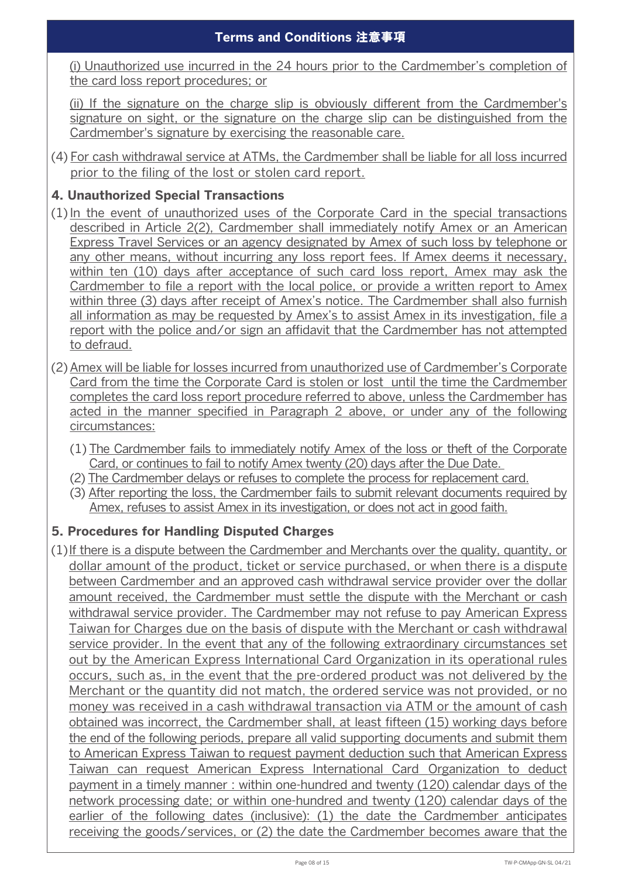(i) Unauthorized use incurred in the 24 hours prior to the Cardmember's completion of the card loss report procedures; or

(ii) If the signature on the charge slip is obviously different from the Cardmember's signature on sight, or the signature on the charge slip can be distinguished from the Cardmember's signature by exercising the reasonable care.

(4) For cash withdrawal service at ATMs, the Cardmember shall be liable for all loss incurred prior to the filing of the lost or stolen card report.

## 4. Unauthorized Special Transactions

(1) In the event of unauthorized uses of the Corporate Card in the special transactions described in Article 2(2), Cardmember shall immediately notify Amex or an American Express Travel Services or an agency designated by Amex of such loss by telephone or any other means, without incurring any loss report fees. If Amex deems it necessary, within ten (10) days after acceptance of such card loss report, Amex may ask the Cardmember to file a report with the local police, or provide a written report to Amex within three (3) days after receipt of Amex's notice. The Cardmember shall also furnish all information as may be requested by Amex's to assist Amex in its investigation, file a report with the police and/or sign an affidavit that the Cardmember has not attempted to defraud.

(2) Amex will be liable for losses incurred from unauthorized use of Cardmember's Corporate Card from the time the Corporate Card is stolen or lost until the time the Cardmember completes the card loss report procedure referred to above, unless the Cardmember has acted in the manner specified in Paragraph 2 above, or under any of the following circumstances:

   (1) The Cardmember fails to immediately notify Amex of the loss or theft of the Corporate Card, or continues to fail to notify Amex twenty (20) days after the Due Date.
   (2) The Cardmember delays or refuses to complete the process for replacement card.
   (3) After reporting the loss, the Cardmember fails to submit relevant documents required by Amex, refuses to assist Amex in its investigation, or does not act in good faith.

## 5. Procedures for Handling Disputed Charges

(1) If there is a dispute between the Cardmember and Merchants over the quality, quantity, or dollar amount of the product, ticket or service purchased, or when there is a dispute between Cardmember and an approved cash withdrawal service provider over the dollar amount received, the Cardmember must settle the dispute with the Merchant or cash withdrawal service provider. The Cardmember may not refuse to pay American Express Taiwan for Charges due on the basis of dispute with the Merchant or cash withdrawal service provider. In the event that any of the following extraordinary circumstances set out by the American Express International Card Organization in its operational rules occurs, such as, in the event that the pre-ordered product was not delivered by the Merchant or the quantity did not match, the ordered service was not provided, or no money was received in a cash withdrawal transaction via ATM or the amount of cash obtained was incorrect, the Cardmember shall, at least fifteen (15) working days before the end of the following periods, prepare all valid supporting documents and submit them to American Express Taiwan to request payment deduction such that American Express Taiwan can request American Express International Card Organization to deduct payment in a timely manner : within one-hundred and twenty (120) calendar days of the network processing date; or within one-hundred and twenty (120) calendar days of the earlier of the following dates (inclusive): (1) the date the Cardmember anticipates receiving the goods/services, or (2) the date the Cardmember becomes aware that the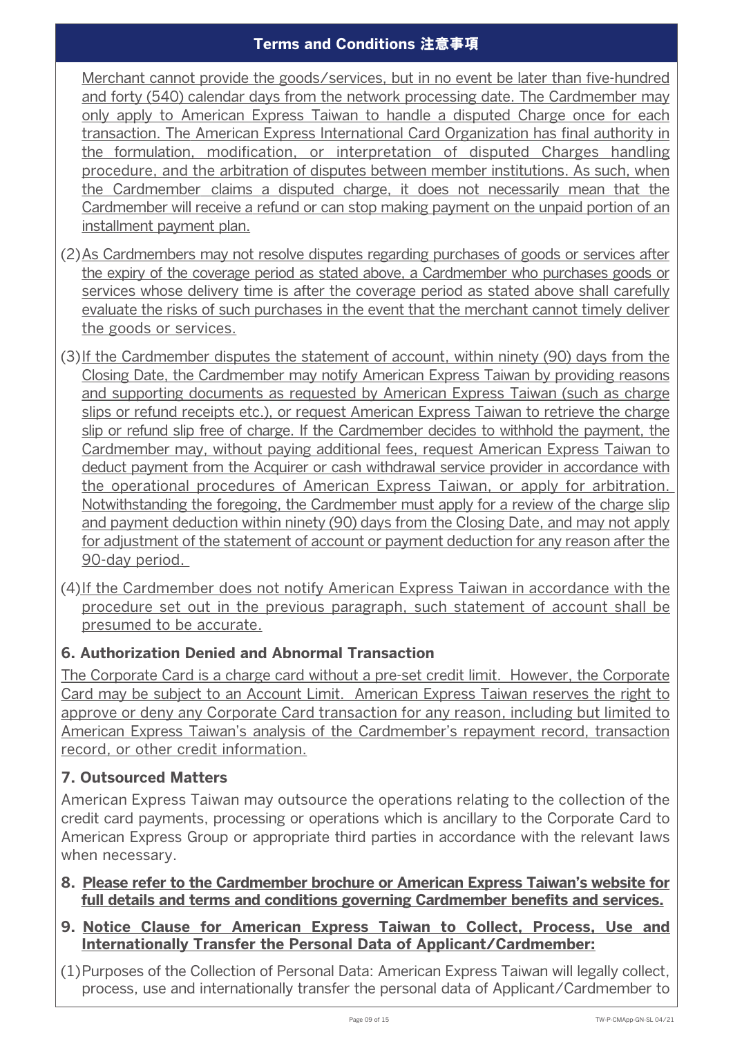## Terms and Conditions 注意事項

Merchant cannot provide the goods/services, but in no event be later than five-hundred and forty (540) calendar days from the network processing date. The Cardmember may only apply to American Express Taiwan to handle a disputed Charge once for each transaction. The American Express International Card Organization has final authority in the formulation, modification, or interpretation of disputed Charges handling procedure, and the arbitration of disputes between member institutions. As such, when the Cardmember claims a disputed charge, it does not necessarily mean that the Cardmember will receive a refund or can stop making payment on the unpaid portion of an installment payment plan.

(2) As Cardmembers may not resolve disputes regarding purchases of goods or services after the expiry of the coverage period as stated above, a Cardmember who purchases goods or services whose delivery time is after the coverage period as stated above shall carefully evaluate the risks of such purchases in the event that the merchant cannot timely deliver the goods or services.

(3) If the Cardmember disputes the statement of account, within ninety (90) days from the Closing Date, the Cardmember may notify American Express Taiwan by providing reasons and supporting documents as requested by American Express Taiwan (such as charge slips or refund receipts etc.), or request American Express Taiwan to retrieve the charge slip or refund slip free of charge. If the Cardmember decides to withhold the payment, the Cardmember may, without paying additional fees, request American Express Taiwan to deduct payment from the Acquirer or cash withdrawal service provider in accordance with the operational procedures of American Express Taiwan, or apply for arbitration. Notwithstanding the foregoing, the Cardmember must apply for a review of the charge slip and payment deduction within ninety (90) days from the Closing Date, and may not apply for adjustment of the statement of account or payment deduction for any reason after the 90-day period.

(4) If the Cardmember does not notify American Express Taiwan in accordance with the procedure set out in the previous paragraph, such statement of account shall be presumed to be accurate.

### 6. Authorization Denied and Abnormal Transaction

The Corporate Card is a charge card without a pre-set credit limit. However, the Corporate Card may be subject to an Account Limit. American Express Taiwan reserves the right to approve or deny any Corporate Card transaction for any reason, including but limited to American Express Taiwan's analysis of the Cardmember's repayment record, transaction record, or other credit information.

### 7. Outsourced Matters

American Express Taiwan may outsource the operations relating to the collection of the credit card payments, processing or operations which is ancillary to the Corporate Card to American Express Group or appropriate third parties in accordance with the relevant laws when necessary.

### 8. Please refer to the Cardmember brochure or American Express Taiwan's website for full details and terms and conditions governing Cardmember benefits and services.

### 9. Notice Clause for American Express Taiwan to Collect, Process, Use and Internationally Transfer the Personal Data of Applicant/Cardmember:

(1) Purposes of the Collection of Personal Data: American Express Taiwan will legally collect, process, use and internationally transfer the personal data of Applicant/Cardmember to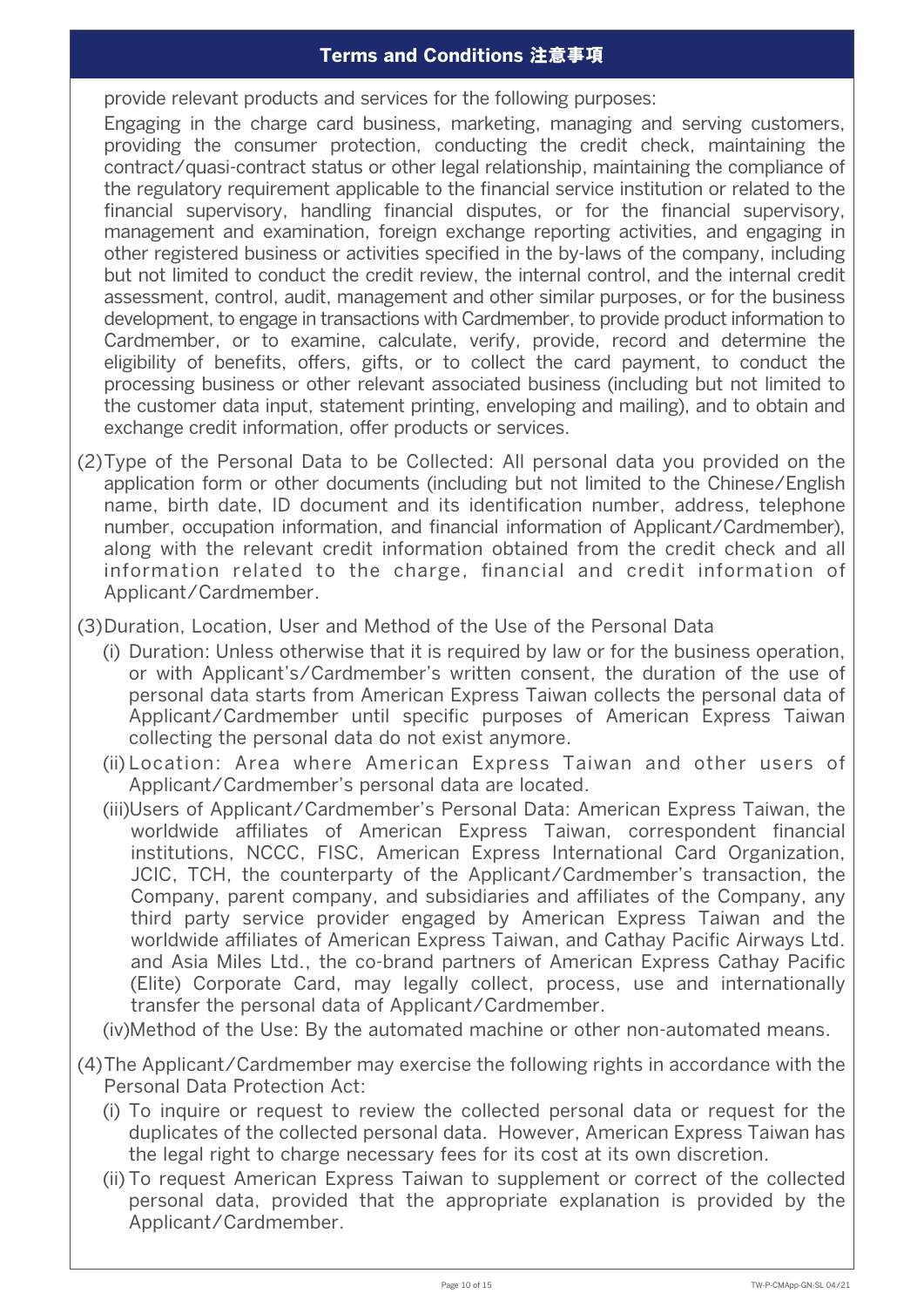## Terms and Conditions 注意事項

provide relevant products and services for the following purposes:

Engaging in the charge card business, marketing, managing and serving customers, providing the consumer protection, conducting the credit check, maintaining the contract/quasi-contract status or other legal relationship, maintaining the compliance of the regulatory requirement applicable to the financial service institution or related to the financial supervisory, handling financial disputes, or for the financial supervisory, management and examination, foreign exchange reporting activities, and engaging in other registered business or activities specified in the by-laws of the company, including but not limited to conduct the credit review, the internal control, and the internal credit assessment, control, audit, management and other similar purposes, or for the business development, to engage in transactions with Cardmember, to provide product information to Cardmember, or to examine, calculate, verify, provide, record and determine the eligibility of benefits, offers, gifts, or to collect the card payment, to conduct the processing business or other relevant associated business (including but not limited to the customer data input, statement printing, enveloping and mailing), and to obtain and exchange credit information, offer products or services.

(2) Type of the Personal Data to be Collected: All personal data you provided on the application form or other documents (including but not limited to the Chinese/English name, birth date, ID document and its identification number, address, telephone number, occupation information, and financial information of Applicant/Cardmember), along with the relevant credit information obtained from the credit check and all information related to the charge, financial and credit information of Applicant/Cardmember.

(3) Duration, Location, User and Method of the Use of the Personal Data

(i) Duration: Unless otherwise that it is required by law or for the business operation, or with Applicant's/Cardmember's written consent, the duration of the use of personal data starts from American Express Taiwan collects the personal data of Applicant/Cardmember until specific purposes of American Express Taiwan collecting the personal data do not exist anymore.

(ii) Location: Area where American Express Taiwan and other users of Applicant/Cardmember's personal data are located.

(iii) Users of Applicant/Cardmember's Personal Data: American Express Taiwan, the worldwide affiliates of American Express Taiwan, correspondent financial institutions, NCCC, FISC, American Express International Card Organization, JCIC, TCH, the counterparty of the Applicant/Cardmember's transaction, the Company, parent company, and subsidiaries and affiliates of the Company, any third party service provider engaged by American Express Taiwan and the worldwide affiliates of American Express Taiwan, and Cathay Pacific Airways Ltd. and Asia Miles Ltd., the co-brand partners of American Express Cathay Pacific (Elite) Corporate Card, may legally collect, process, use and internationally transfer the personal data of Applicant/Cardmember.

(iv) Method of the Use: By the automated machine or other non-automated means.

(4) The Applicant/Cardmember may exercise the following rights in accordance with the Personal Data Protection Act:

(i) To inquire or request to review the collected personal data or request for the duplicates of the collected personal data. However, American Express Taiwan has the legal right to charge necessary fees for its cost at its own discretion.

(ii) To request American Express Taiwan to supplement or correct of the collected personal data, provided that the appropriate explanation is provided by the Applicant/Cardmember.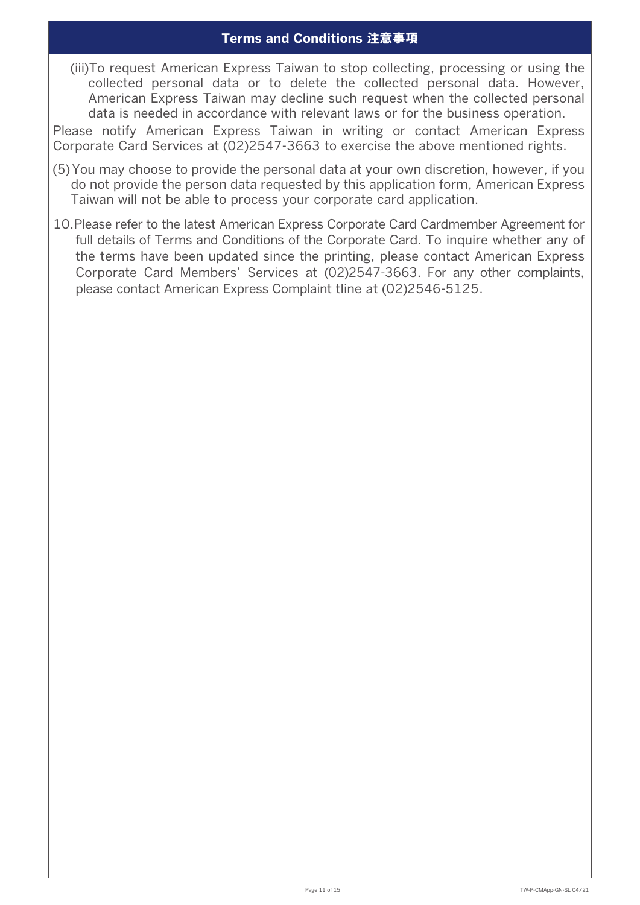## Terms and Conditions 注意事項

(iii)To request American Express Taiwan to stop collecting, processing or using the collected personal data or to delete the collected personal data. However, American Express Taiwan may decline such request when the collected personal data is needed in accordance with relevant laws or for the business operation.

Please notify American Express Taiwan in writing or contact American Express Corporate Card Services at (02)2547-3663 to exercise the above mentioned rights.

(5) You may choose to provide the personal data at your own discretion, however, if you do not provide the person data requested by this application form, American Express Taiwan will not be able to process your corporate card application.

10. Please refer to the latest American Express Corporate Card Cardmember Agreement for full details of Terms and Conditions of the Corporate Card. To inquire whether any of the terms have been updated since the printing, please contact American Express Corporate Card Members' Services at (02)2547-3663. For any other complaints, please contact American Express Complaint tline at (02)2546-5125.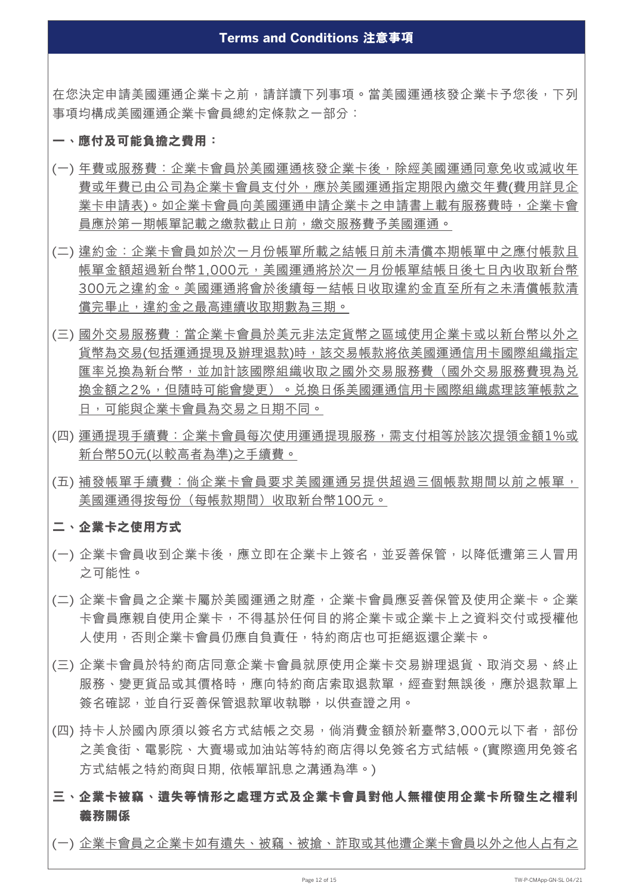## Terms and Conditions 注意事項

在您決定申請美國運通企業卡之前，請詳讀下列事項。當美國運通核發企業卡予您後，下列事項均構成美國運通企業卡會員總約定條款之一部分：

### 一、應付及可能負擔之費用：

(一) 年費或服務費：企業卡會員於美國運通核發企業卡後，除經美國運通同意免收或減收年費或年費已由公司為企業卡會員支付外，應於美國運通指定期限內繳交年費(費用詳見企業卡申請表)。如企業卡會員向美國運通申請企業卡之申請書上載有服務費時，企業卡會員應於第一期帳單記載之繳款截止日前，繳交服務費予美國運通。

(二) 違約金：企業卡會員如於次一月份帳單所載之結帳日前未清償本期帳單中之應付帳款且帳單金額超過新台幣1,000元，美國運通將於次一月份帳單結帳日後七日內收取新台幣300元之違約金。美國運通將會於後續每一結帳日收取違約金直至所有之未清償帳款清償完畢止，違約金之最高連續收取期數為三期。

(三) 國外交易服務費：當企業卡會員於美元非法定貨幣之區域使用企業卡或以新台幣以外之貨幣為交易(包括運通提現及辦理退款)時，該交易帳款將依美國運通信用卡國際組織指定匯率兌換為新台幣，並加計該國際組織收取之國外交易服務費（國外交易服務費現為兌換金額之2%，但隨時可能會變更）。兌換日係美國運通信用卡國際組織處理該筆帳款之日，可能與企業卡會員為交易之日期不同。

(四) 運通提現手續費：企業卡會員每次使用運通提現服務，需支付相等於該次提領金額1%或新台幣50元(以較高者為準)之手續費。

(五) 補發帳單手續費：倘企業卡會員要求美國運通另提供超過三個帳款期間以前之帳單，美國運通得按每份（每帳款期間）收取新台幣100元。

### 二、企業卡之使用方式

(一) 企業卡會員收到企業卡後，應立即在企業卡上簽名，並妥善保管，以降低遭第三人冒用之可能性。

(二) 企業卡會員之企業卡屬於美國運通之財產，企業卡會員應妥善保管及使用企業卡。企業卡會員應親自使用企業卡，不得基於任何目的將企業卡或企業卡上之資料交付或授權他人使用，否則企業卡會員仍應自負責任，特約商店也可拒絕返還企業卡。

(三) 企業卡會員於特約商店同意企業卡會員就原使用企業卡交易辦理退貨、取消交易、終止服務、變更貨品或其價格時，應向特約商店索取退款單，經查對無誤後，應於退款單上簽名確認，並自行妥善保管退款單收執聯，以供查證之用。

(四) 持卡人於國內原須以簽名方式結帳之交易，倘消費金額於新臺幣3,000元以下者，部份之美食街、電影院、大賣場或加油站等特約商店得以免簽名方式結帳。(實際適用免簽名方式結帳之特約商與日期, 依帳單訊息之溝通為準。)

### 三、企業卡被竊、遺失等情形之處理方式及企業卡會員對他人無權使用企業卡所發生之權利義務關係

(一) 企業卡會員之企業卡如有遺失、被竊、被搶、詐取或其他遭企業卡會員以外之他人占有之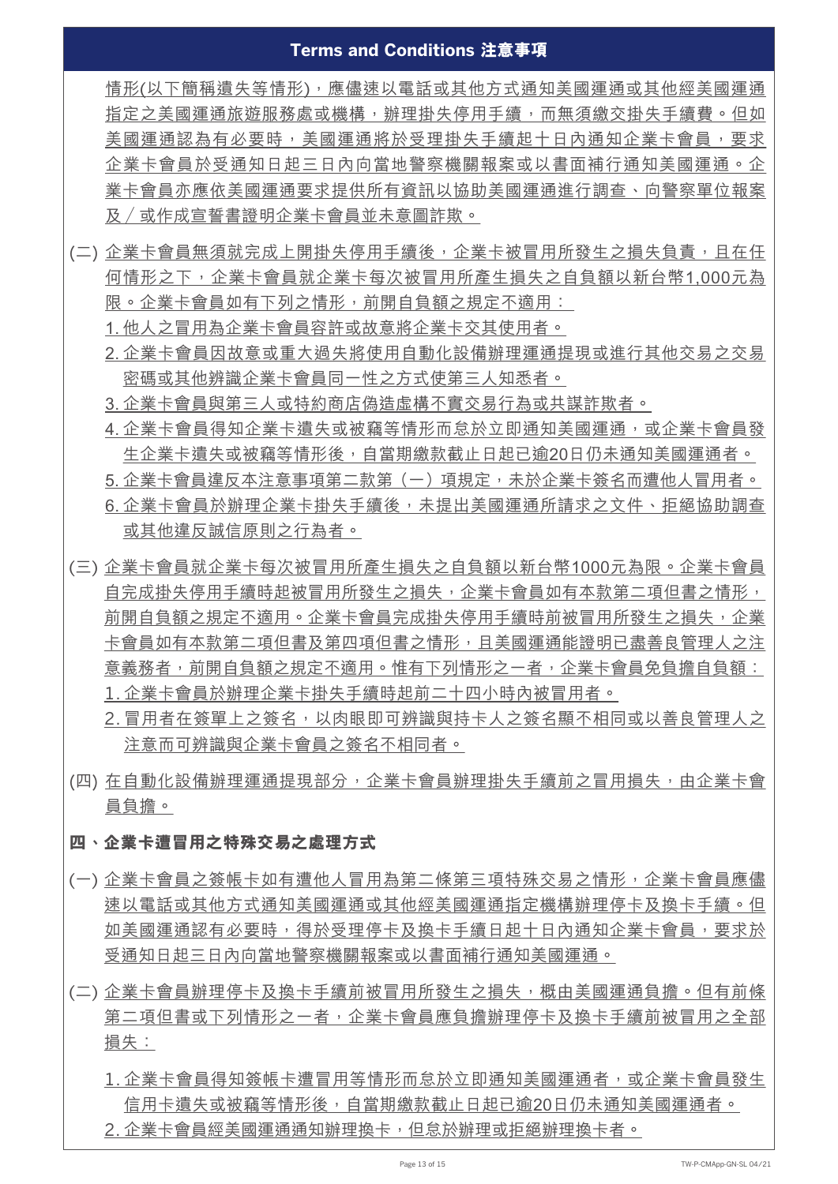## Terms and Conditions 注意事項

情形(以下簡稱遺失等情形)，應儘速以電話或其他方式通知美國運通或其他經美國運通指定之美國運通旅遊服務處或機構，辦理掛失停用手續，而無須繳交掛失手續費。但如美國運通認為有必要時，美國運通將於受理掛失手續起十日內通知企業卡會員，要求企業卡會員於受通知日起三日內向當地警察機關報案或以書面補行通知美國運通。企業卡會員亦應依美國運通要求提供所有資訊以協助美國運通進行調查、向警察單位報案及／或作成宣誓書證明企業卡會員並未意圖詐欺。

(二) 企業卡會員無須就完成上開掛失停用手續後，企業卡被冒用所發生之損失負責，且在任何情形之下，企業卡會員就企業卡每次被冒用所產生損失之自負額以新台幣1,000元為限。企業卡會員如有下列之情形，前開自負額之規定不適用：

1. 他人之冒用為企業卡會員容許或故意將企業卡交其使用者。
2. 企業卡會員因故意或重大過失將使用自動化設備辦理運通提現或進行其他交易之交易密碼或其他辨識企業卡會員同一性之方式使第三人知悉者。
3. 企業卡會員與第三人或特約商店偽造虛構不實交易行為或共謀詐欺者。
4. 企業卡會員得知企業卡遺失或被竊等情形而怠於立即通知美國運通，或企業卡會員發生企業卡遺失或被竊等情形後，自當期繳款截止日起已逾20日仍未通知美國運通者。
5. 企業卡會員違反本注意事項第二款第（一）項規定，未於企業卡簽名而遭他人冒用者。
6. 企業卡會員於辦理企業卡掛失手續後，未提出美國運通所請求之文件、拒絕協助調查或其他違反誠信原則之行為者。

(三) 企業卡會員就企業卡每次被冒用所產生損失之自負額以新台幣1000元為限。企業卡會員自完成掛失停用手續時起被冒用所發生之損失，企業卡會員如有本款第二項但書之情形，前開自負額之規定不適用。企業卡會員完成掛失停用手續時前被冒用所發生之損失，企業卡會員如有本款第二項但書及第四項但書之情形，且美國運通能證明已盡善良管理人之注意義務者，前開自負額之規定不適用。惟有下列情形之一者，企業卡會員免負擔自負額：

1. 企業卡會員於辦理企業卡掛失手續時起前二十四小時內被冒用者。
2. 冒用者在簽單上之簽名，以肉眼即可辨識與持卡人之簽名顯不相同或以善良管理人之注意而可辨識與企業卡會員之簽名不相同者。

(四) 在自動化設備辦理運通提現部分，企業卡會員辦理掛失手續前之冒用損失，由企業卡會員負擔。

### 四、企業卡遭冒用之特殊交易之處理方式

(一) 企業卡會員之簽帳卡如有遭他人冒用為第二條第三項特殊交易之情形，企業卡會員應儘速以電話或其他方式通知美國運通或其他經美國運通指定機構辦理停卡及換卡手續。但如美國運通認有必要時，得於受理停卡及換卡手續日起十日內通知企業卡會員，要求於受通知日起三日內向當地警察機關報案或以書面補行通知美國運通。

(二) 企業卡會員辦理停卡及換卡手續前被冒用所發生之損失，概由美國運通負擔。但有前條第二項但書或下列情形之一者，企業卡會員應負擔辦理停卡及換卡手續前被冒用之全部損失：

1. 企業卡會員得知簽帳卡遭冒用等情形而怠於立即通知美國運通者，或企業卡會員發生信用卡遺失或被竊等情形後，自當期繳款截止日起已逾20日仍未通知美國運通者。
2. 企業卡會員經美國運通通知辦理換卡，但怠於辦理或拒絕辦理換卡者。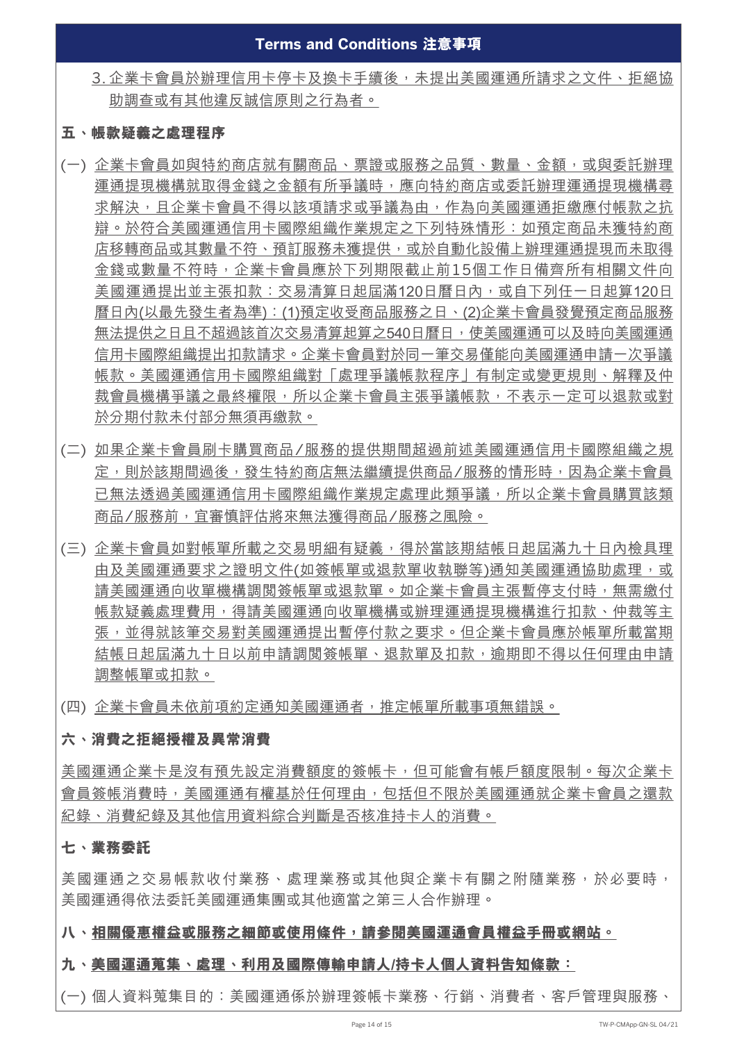## Terms and Conditions 注意事項

3. 企業卡會員於辦理信用卡停卡及換卡手續後，未提出美國運通所請求之文件、拒絕協助調查或有其他違反誠信原則之行為者。

### 五、帳款疑義之處理程序

(一) 企業卡會員如與特約商店就有關商品、票證或服務之品質、數量、金額，或與委託辦理運通提現機構就取得金錢之金額有所爭議時，應向特約商店或委託辦理運通提現機構尋求解決，且企業卡會員不得以該項請求或爭議為由，作為向美國運通拒繳應付帳款之抗辯。於符合美國運通信用卡國際組織作業規定之下列特殊情形：如預定商品未獲特約商店移轉商品或其數量不符、預訂服務未獲提供，或於自動化設備上辦理運通提現而未取得金錢或數量不符時，企業卡會員應於下列期限截止前15個工作日備齊所有相關文件向美國運通提出並主張扣款：交易清算日起屆滿120日曆日內，或自下列任一日起算120日曆日內(以最先發生者為準)：(1)預定收受商品服務之日、(2)企業卡會員發覺預定商品服務無法提供之日且不超過該首次交易清算起算之540日曆日，使美國運通可以及時向美國運通信用卡國際組織提出扣款請求。企業卡會員對於同一筆交易僅能向美國運通申請一次爭議帳款。美國運通信用卡國際組織對「處理爭議帳款程序」有制定或變更規則、解釋及仲裁會員機構爭議之最終權限，所以企業卡會員主張爭議帳款，不表示一定可以退款或對於分期付款未付部分無須再繳款。

(二) 如果企業卡會員刷卡購買商品/服務的提供期間超過前述美國運通信用卡國際組織之規定，則於該期間過後，發生特約商店無法繼續提供商品/服務的情形時，因為企業卡會員已無法透過美國運通信用卡國際組織作業規定處理此類爭議，所以企業卡會員購買該類商品/服務前，宜審慎評估將來無法獲得商品/服務之風險。

(三) 企業卡會員如對帳單所載之交易明細有疑義，得於當該期結帳日起屆滿九十日內檢具理由及美國運通要求之證明文件(如簽帳單或退款單收執聯等)通知美國運通協助處理，或請美國運通向收單機構調閱簽帳單或退款單。如企業卡會員主張暫停支付時，無需繳付帳款疑義處理費用，得請美國運通向收單機構或辦理運通提現機構進行扣款、仲裁等主張，並得就該筆交易對美國運通提出暫停付款之要求。但企業卡會員應於帳單所載當期結帳日起屆滿九十日以前申請調閱簽帳單、退款單及扣款，逾期即不得以任何理由申請調整帳單或扣款。

(四) 企業卡會員未依前項約定通知美國運通者，推定帳單所載事項無錯誤。

### 六、消費之拒絕授權及異常消費

美國運通企業卡是沒有預先設定消費額度的簽帳卡，但可能會有帳戶額度限制。每次企業卡會員簽帳消費時，美國運通有權基於任何理由，包括但不限於美國運通就企業卡會員之還款紀錄、消費紀錄及其他信用資料綜合判斷是否核准持卡人的消費。

### 七、業務委託

美國運通之交易帳款收付業務、處理業務或其他與企業卡有關之附隨業務，於必要時，美國運通得依法委託美國運通集團或其他適當之第三人合作辦理。

### 八、相關優惠權益或服務之細節或使用條件，請參閱美國運通會員權益手冊或網站。

### 九、美國運通蒐集、處理、利用及國際傳輸申請人/持卡人個人資料告知條款：

(一) 個人資料蒐集目的：美國運通係於辦理簽帳卡業務、行銷、消費者、客戶管理與服務、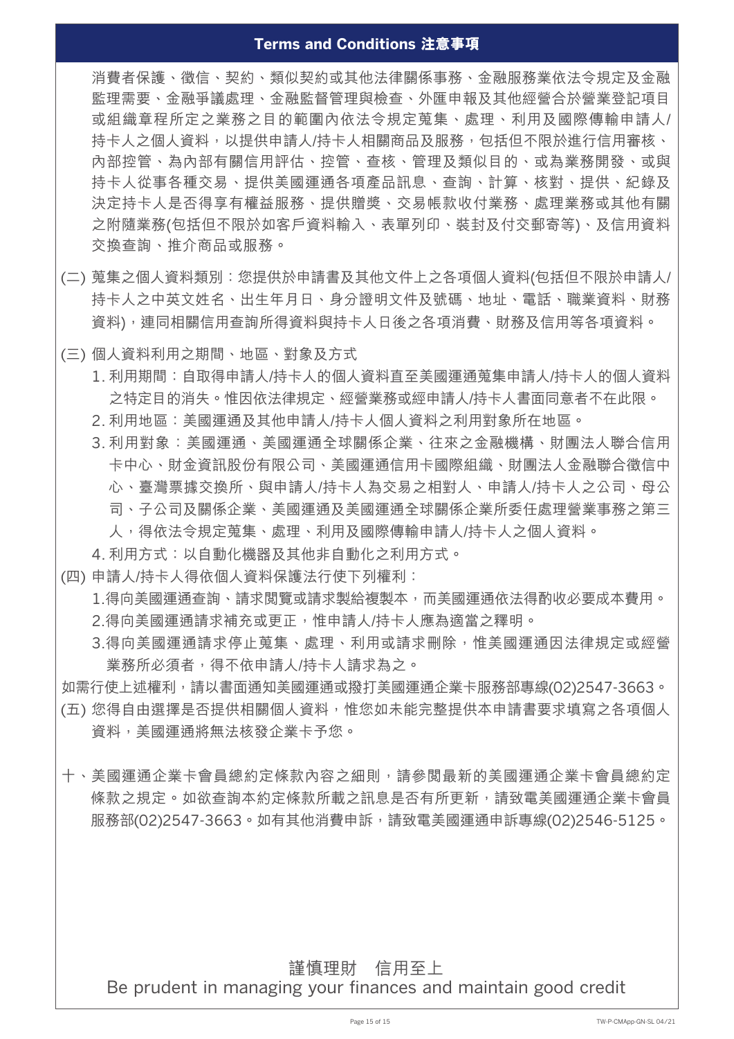## Terms and Conditions 注意事項

消費者保護、徵信、契約、類似契約或其他法律關係事務、金融服務業依法令規定及金融監理需要、金融爭議處理、金融監督管理與檢查、外匯申報及其他經營合於營業登記項目或組織章程所定之業務之目的範圍內依法令規定蒐集、處理、利用及國際傳輸申請人/持卡人之個人資料，以提供申請人/持卡人相關商品及服務，包括但不限於進行信用審核、內部控管、為內部有關信用評估、控管、查核、管理及類似目的、或為業務開發、或與持卡人從事各種交易、提供美國運通各項產品訊息、查詢、計算、核對、提供、紀錄及決定持卡人是否得享有權益服務、提供贈獎、交易帳款收付業務、處理業務或其他有關之附隨業務(包括但不限於如客戶資料輸入、表單列印、裝封及付交郵寄等)、及信用資料交換查詢、推介商品或服務。

(二) 蒐集之個人資料類別：您提供於申請書及其他文件上之各項個人資料(包括但不限於申請人/持卡人之中英文姓名、出生年月日、身分證明文件及號碼、地址、電話、職業資料、財務資料)，連同相關信用查詢所得資料與持卡人日後之各項消費、財務及信用等各項資料。

(三) 個人資料利用之期間、地區、對象及方式

1. 利用期間：自取得申請人/持卡人的個人資料直至美國運通蒐集申請人/持卡人的個人資料之特定目的消失。惟因依法律規定、經營業務或經申請人/持卡人書面同意者不在此限。
2. 利用地區：美國運通及其他申請人/持卡人個人資料之利用對象所在地區。
3. 利用對象：美國運通、美國運通全球關係企業、往來之金融機構、財團法人聯合信用卡中心、財金資訊股份有限公司、美國運通信用卡國際組織、財團法人金融聯合徵信中心、臺灣票據交換所、與申請人/持卡人為交易之相對人、申請人/持卡人之公司、母公司、子公司及關係企業、美國運通及美國運通全球關係企業所委任處理營業事務之第三人，得依法令規定蒐集、處理、利用及國際傳輸申請人/持卡人之個人資料。
4. 利用方式：以自動化機器及其他非自動化之利用方式。

(四) 申請人/持卡人得依個人資料保護法行使下列權利：

1.得向美國運通查詢、請求閱覽或請求製給複製本，而美國運通依法得酌收必要成本費用。
2.得向美國運通請求補充或更正，惟申請人/持卡人應為適當之釋明。
3.得向美國運通請求停止蒐集、處理、利用或請求刪除，惟美國運通因法律規定或經營業務所必須者，得不依申請人/持卡人請求為之。

如需行使上述權利，請以書面通知美國運通或撥打美國運通企業卡服務部專線(02)2547-3663。

(五) 您得自由選擇是否提供相關個人資料，惟您如未能完整提供本申請書要求填寫之各項個人資料，美國運通將無法核發企業卡予您。

十、美國運通企業卡會員總約定條款內容之細則，請參閱最新的美國運通企業卡會員總約定條款之規定。如欲查詢本約定條款所載之訊息是否有所更新，請致電美國運通企業卡會員服務部(02)2547-3663。如有其他消費申訴，請致電美國運通申訴專線(02)2546-5125。

謹慎理財　信用至上

Be prudent in managing your finances and maintain good credit

TW-P-CMApp-GN-SL 04/21